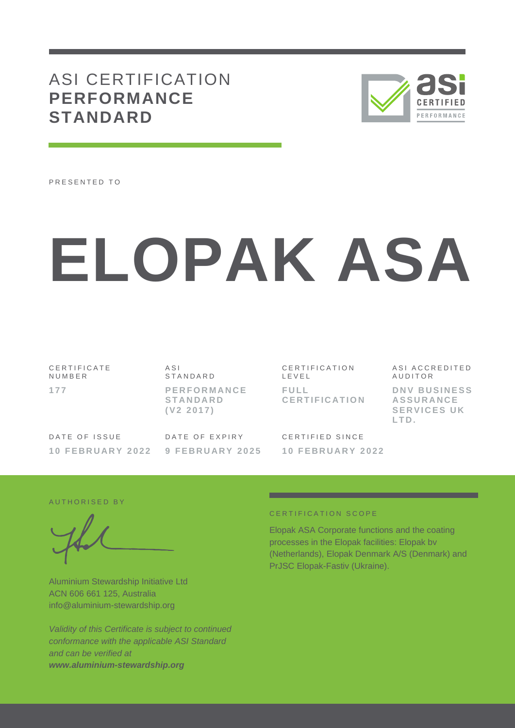# ASI CERTIFICATION **PERFORMANCE STANDARD**

PRESENTED TO

# ELOPAK ASA

| CERTIFICATE NUMBER | ASI STANDARD | CERTIFICATION LEVEL | ASI ACCREDITED AUDITOR |
|---|---|---|---|
| **177** | **PERFORMANCE STANDARD (V2 2017)** | **FULL CERTIFICATION** | **DNV BUSINESS ASSURANCE SERVICES UK LTD.** |

| DATE OF ISSUE | DATE OF EXPIRY | CERTIFIED SINCE |
|---|---|---|
| **10 FEBRUARY 2022** | **9 FEBRUARY 2025** | **10 FEBRUARY 2022** |

AUTHORISED BY

Aluminium Stewardship Initiative Ltd
ACN 606 661 125, Australia
info@aluminium-stewardship.org

*Validity of this Certificate is subject to continued conformance with the applicable ASI Standard and can be verified at* ***www.aluminium-stewardship.org***

CERTIFICATION SCOPE

Elopak ASA Corporate functions and the coating processes in the Elopak facilities: Elopak bv (Netherlands), Elopak Denmark A/S (Denmark) and PrJSC Elopak-Fastiv (Ukraine).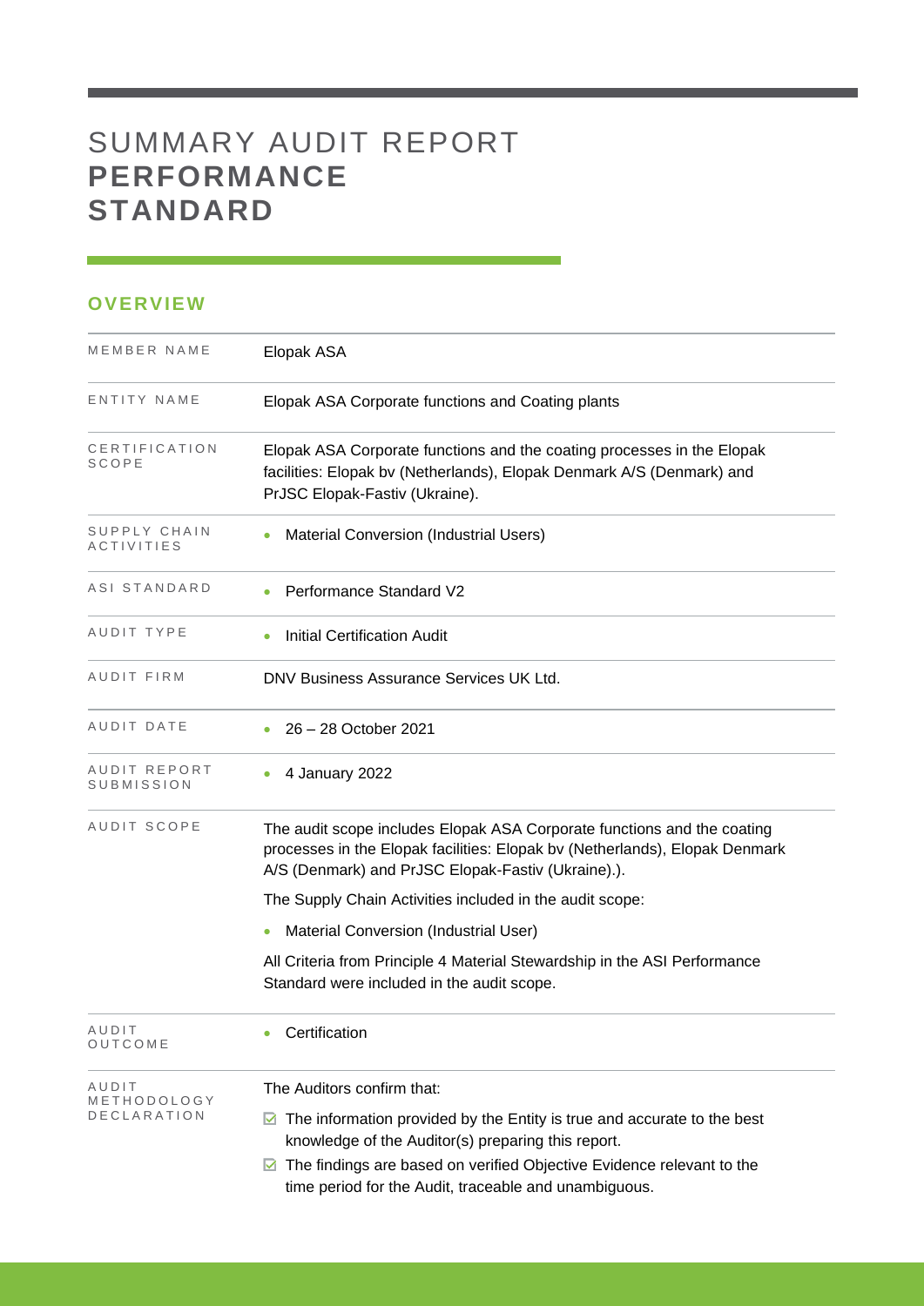# SUMMARY AUDIT REPORT **PERFORMANCE STANDARD**

## OVERVIEW

| | |
|---|---|
| MEMBER NAME | Elopak ASA |
| ENTITY NAME | Elopak ASA Corporate functions and Coating plants |
| CERTIFICATION SCOPE | Elopak ASA Corporate functions and the coating processes in the Elopak facilities: Elopak bv (Netherlands), Elopak Denmark A/S (Denmark) and PrJSC Elopak-Fastiv (Ukraine). |
| SUPPLY CHAIN ACTIVITIES | • Material Conversion (Industrial Users) |
| ASI STANDARD | • Performance Standard V2 |
| AUDIT TYPE | • Initial Certification Audit |
| AUDIT FIRM | DNV Business Assurance Services UK Ltd. |
| AUDIT DATE | • 26 – 28 October 2021 |
| AUDIT REPORT SUBMISSION | • 4 January 2022 |
| AUDIT SCOPE | The audit scope includes Elopak ASA Corporate functions and the coating processes in the Elopak facilities: Elopak bv (Netherlands), Elopak Denmark A/S (Denmark) and PrJSC Elopak-Fastiv (Ukraine).).<br><br>The Supply Chain Activities included in the audit scope:<br><br>• Material Conversion (Industrial User)<br><br>All Criteria from Principle 4 Material Stewardship in the ASI Performance Standard were included in the audit scope. |
| AUDIT OUTCOME | • Certification |
| AUDIT METHODOLOGY DECLARATION | The Auditors confirm that:<br><br>☑ The information provided by the Entity is true and accurate to the best knowledge of the Auditor(s) preparing this report.<br><br>☑ The findings are based on verified Objective Evidence relevant to the time period for the Audit, traceable and unambiguous. |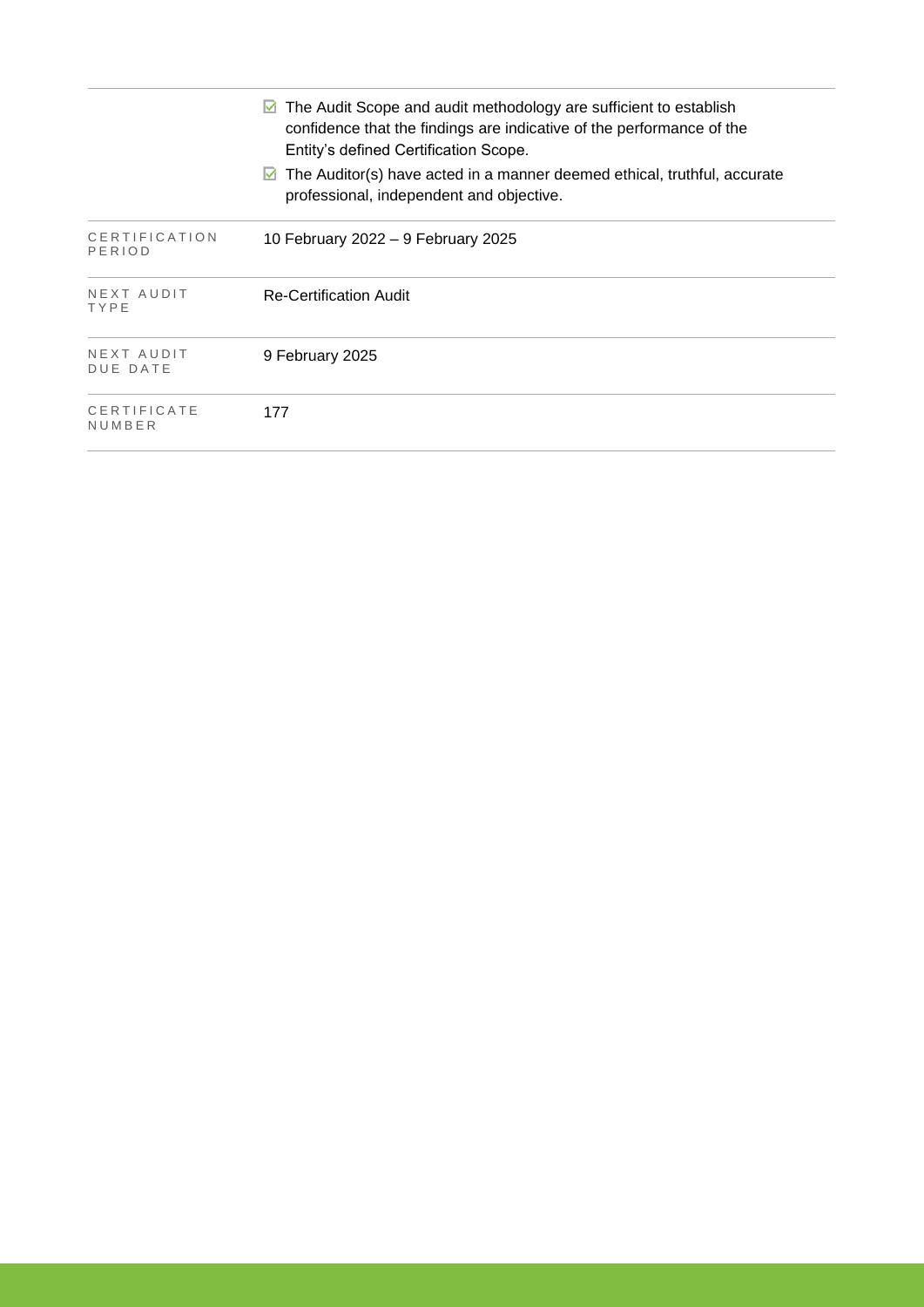| | |
|---|---|
| | ☑ The Audit Scope and audit methodology are sufficient to establish confidence that the findings are indicative of the performance of the Entity's defined Certification Scope.<br>☑ The Auditor(s) have acted in a manner deemed ethical, truthful, accurate professional, independent and objective. |
| CERTIFICATION PERIOD | 10 February 2022 – 9 February 2025 |
| NEXT AUDIT TYPE | Re-Certification Audit |
| NEXT AUDIT DUE DATE | 9 February 2025 |
| CERTIFICATE NUMBER | 177 |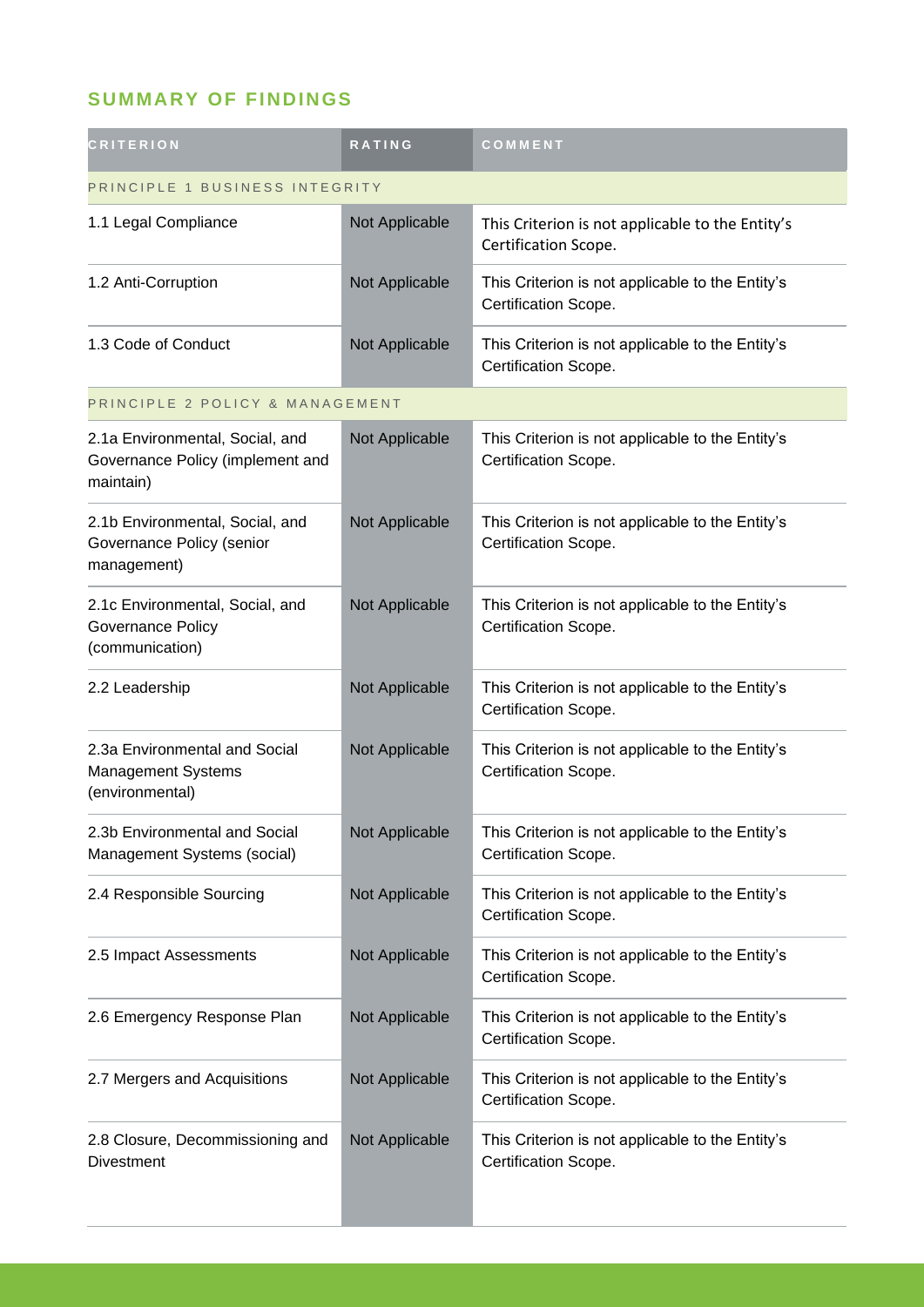## SUMMARY OF FINDINGS

| CRITERION | RATING | COMMENT |
|---|---|---|
| PRINCIPLE 1 BUSINESS INTEGRITY | | |
| 1.1 Legal Compliance | Not Applicable | This Criterion is not applicable to the Entity's Certification Scope. |
| 1.2 Anti-Corruption | Not Applicable | This Criterion is not applicable to the Entity's Certification Scope. |
| 1.3 Code of Conduct | Not Applicable | This Criterion is not applicable to the Entity's Certification Scope. |
| PRINCIPLE 2 POLICY & MANAGEMENT | | |
| 2.1a Environmental, Social, and Governance Policy (implement and maintain) | Not Applicable | This Criterion is not applicable to the Entity's Certification Scope. |
| 2.1b Environmental, Social, and Governance Policy (senior management) | Not Applicable | This Criterion is not applicable to the Entity's Certification Scope. |
| 2.1c Environmental, Social, and Governance Policy (communication) | Not Applicable | This Criterion is not applicable to the Entity's Certification Scope. |
| 2.2 Leadership | Not Applicable | This Criterion is not applicable to the Entity's Certification Scope. |
| 2.3a Environmental and Social Management Systems (environmental) | Not Applicable | This Criterion is not applicable to the Entity's Certification Scope. |
| 2.3b Environmental and Social Management Systems (social) | Not Applicable | This Criterion is not applicable to the Entity's Certification Scope. |
| 2.4 Responsible Sourcing | Not Applicable | This Criterion is not applicable to the Entity's Certification Scope. |
| 2.5 Impact Assessments | Not Applicable | This Criterion is not applicable to the Entity's Certification Scope. |
| 2.6 Emergency Response Plan | Not Applicable | This Criterion is not applicable to the Entity's Certification Scope. |
| 2.7 Mergers and Acquisitions | Not Applicable | This Criterion is not applicable to the Entity's Certification Scope. |
| 2.8 Closure, Decommissioning and Divestment | Not Applicable | This Criterion is not applicable to the Entity's Certification Scope. |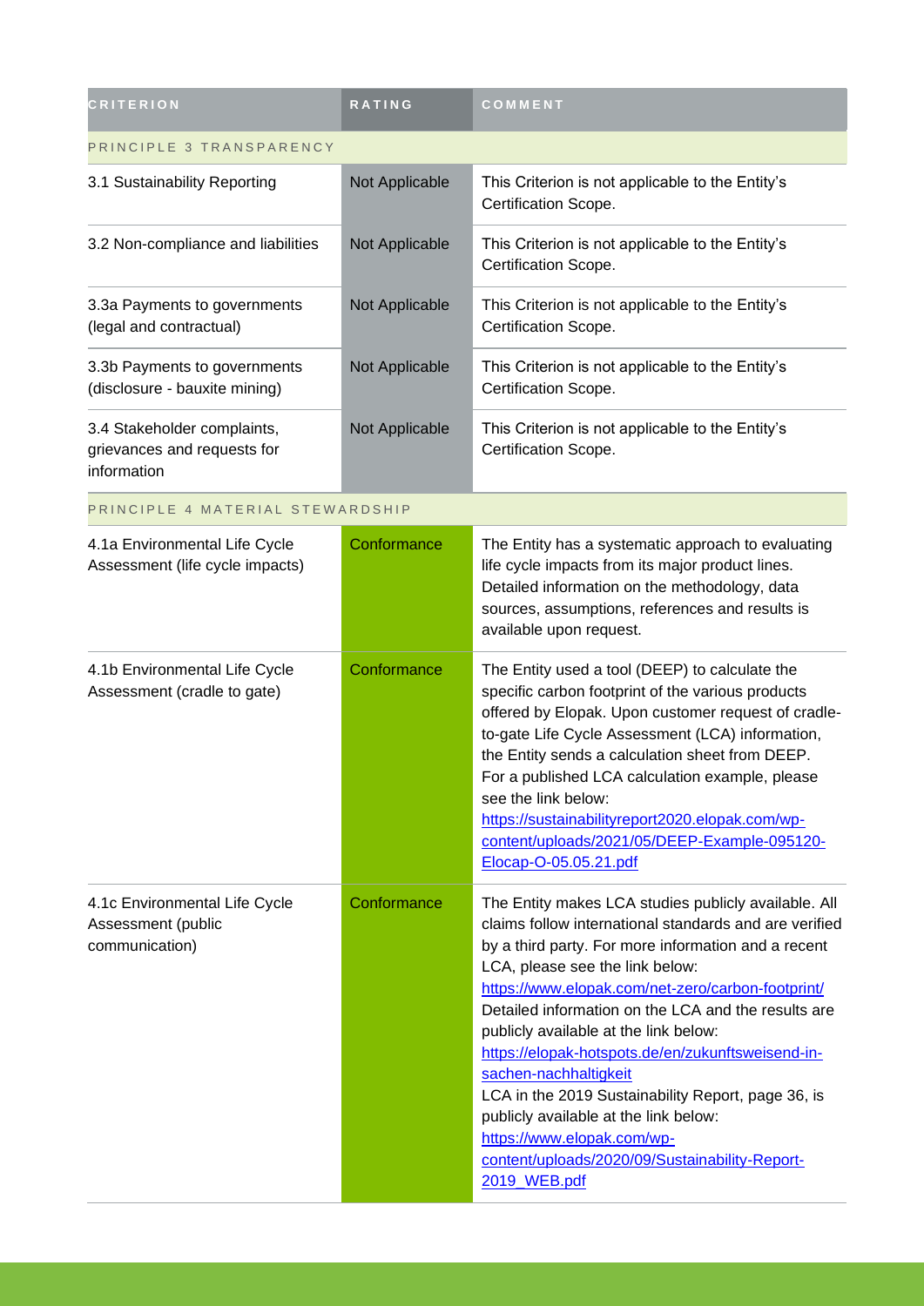| CRITERION | RATING | COMMENT |
|---|---|---|
| PRINCIPLE 3 TRANSPARENCY | | |
| 3.1 Sustainability Reporting | Not Applicable | This Criterion is not applicable to the Entity's Certification Scope. |
| 3.2 Non-compliance and liabilities | Not Applicable | This Criterion is not applicable to the Entity's Certification Scope. |
| 3.3a Payments to governments (legal and contractual) | Not Applicable | This Criterion is not applicable to the Entity's Certification Scope. |
| 3.3b Payments to governments (disclosure - bauxite mining) | Not Applicable | This Criterion is not applicable to the Entity's Certification Scope. |
| 3.4 Stakeholder complaints, grievances and requests for information | Not Applicable | This Criterion is not applicable to the Entity's Certification Scope. |
| PRINCIPLE 4 MATERIAL STEWARDSHIP | | |
| 4.1a Environmental Life Cycle Assessment (life cycle impacts) | Conformance | The Entity has a systematic approach to evaluating life cycle impacts from its major product lines. Detailed information on the methodology, data sources, assumptions, references and results is available upon request. |
| 4.1b Environmental Life Cycle Assessment (cradle to gate) | Conformance | The Entity used a tool (DEEP) to calculate the specific carbon footprint of the various products offered by Elopak. Upon customer request of cradle-to-gate Life Cycle Assessment (LCA) information, the Entity sends a calculation sheet from DEEP. For a published LCA calculation example, please see the link below: https://sustainabilityreport2020.elopak.com/wp-content/uploads/2021/05/DEEP-Example-095120-Elocap-O-05.05.21.pdf |
| 4.1c Environmental Life Cycle Assessment (public communication) | Conformance | The Entity makes LCA studies publicly available. All claims follow international standards and are verified by a third party. For more information and a recent LCA, please see the link below: https://www.elopak.com/net-zero/carbon-footprint/ Detailed information on the LCA and the results are publicly available at the link below: https://elopak-hotspots.de/en/zukunftsweisend-in-sachen-nachhaltigkeit LCA in the 2019 Sustainability Report, page 36, is publicly available at the link below: https://www.elopak.com/wp-content/uploads/2020/09/Sustainability-Report-2019_WEB.pdf |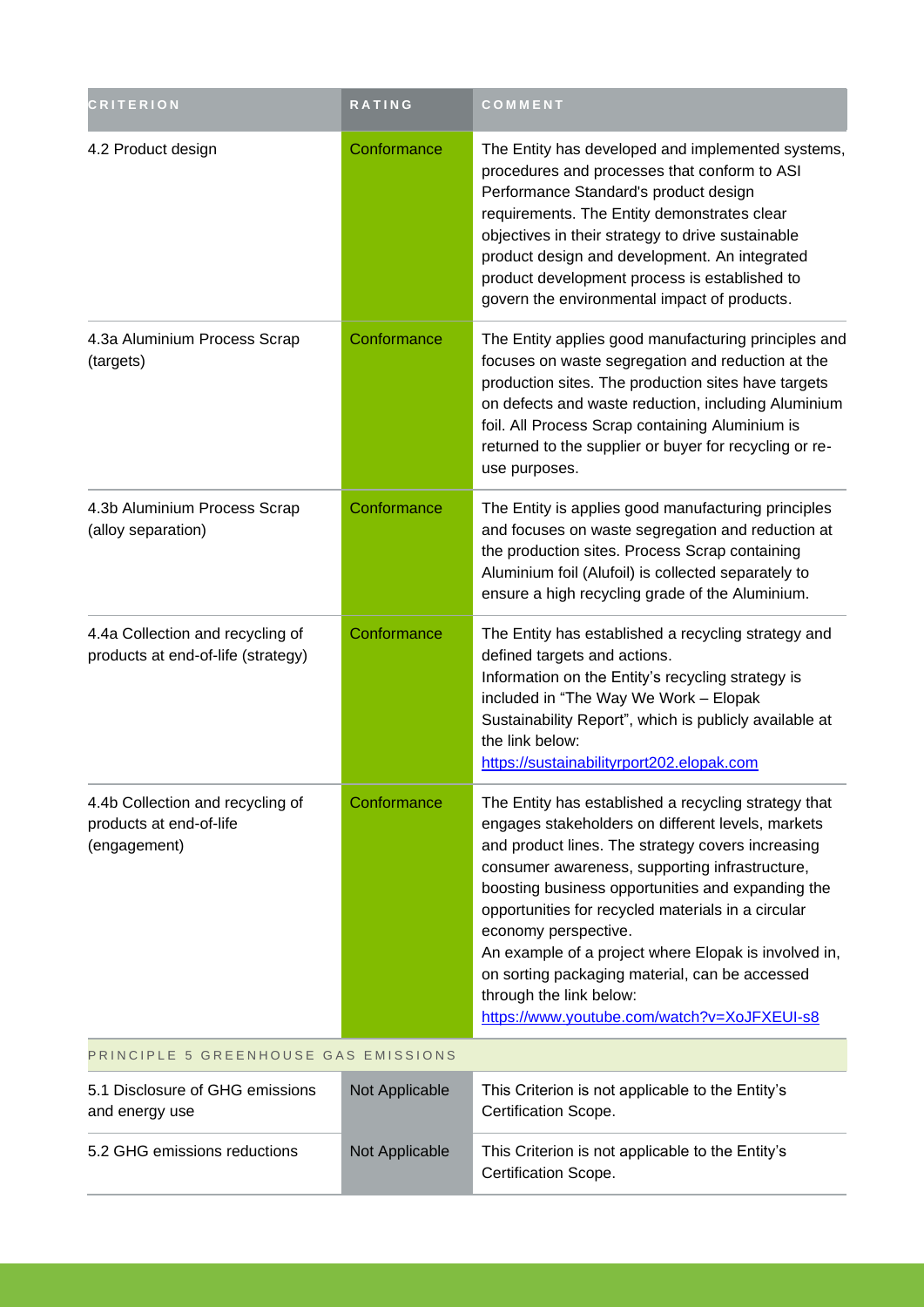| CRITERION | RATING | COMMENT |
| --- | --- | --- |
| 4.2 Product design | Conformance | The Entity has developed and implemented systems, procedures and processes that conform to ASI Performance Standard's product design requirements. The Entity demonstrates clear objectives in their strategy to drive sustainable product design and development. An integrated product development process is established to govern the environmental impact of products. |
| 4.3a Aluminium Process Scrap (targets) | Conformance | The Entity applies good manufacturing principles and focuses on waste segregation and reduction at the production sites. The production sites have targets on defects and waste reduction, including Aluminium foil. All Process Scrap containing Aluminium is returned to the supplier or buyer for recycling or re-use purposes. |
| 4.3b Aluminium Process Scrap (alloy separation) | Conformance | The Entity is applies good manufacturing principles and focuses on waste segregation and reduction at the production sites. Process Scrap containing Aluminium foil (Alufoil) is collected separately to ensure a high recycling grade of the Aluminium. |
| 4.4a Collection and recycling of products at end-of-life (strategy) | Conformance | The Entity has established a recycling strategy and defined targets and actions.<br>Information on the Entity's recycling strategy is included in "The Way We Work – Elopak Sustainability Report", which is publicly available at the link below:<br>https://sustainabilityrport202.elopak.com |
| 4.4b Collection and recycling of products at end-of-life (engagement) | Conformance | The Entity has established a recycling strategy that engages stakeholders on different levels, markets and product lines. The strategy covers increasing consumer awareness, supporting infrastructure, boosting business opportunities and expanding the opportunities for recycled materials in a circular economy perspective.<br>An example of a project where Elopak is involved in, on sorting packaging material, can be accessed through the link below:<br>https://www.youtube.com/watch?v=XoJFXEUI-s8 |
| PRINCIPLE 5 GREENHOUSE GAS EMISSIONS | | |
| 5.1 Disclosure of GHG emissions and energy use | Not Applicable | This Criterion is not applicable to the Entity's Certification Scope. |
| 5.2 GHG emissions reductions | Not Applicable | This Criterion is not applicable to the Entity's Certification Scope. |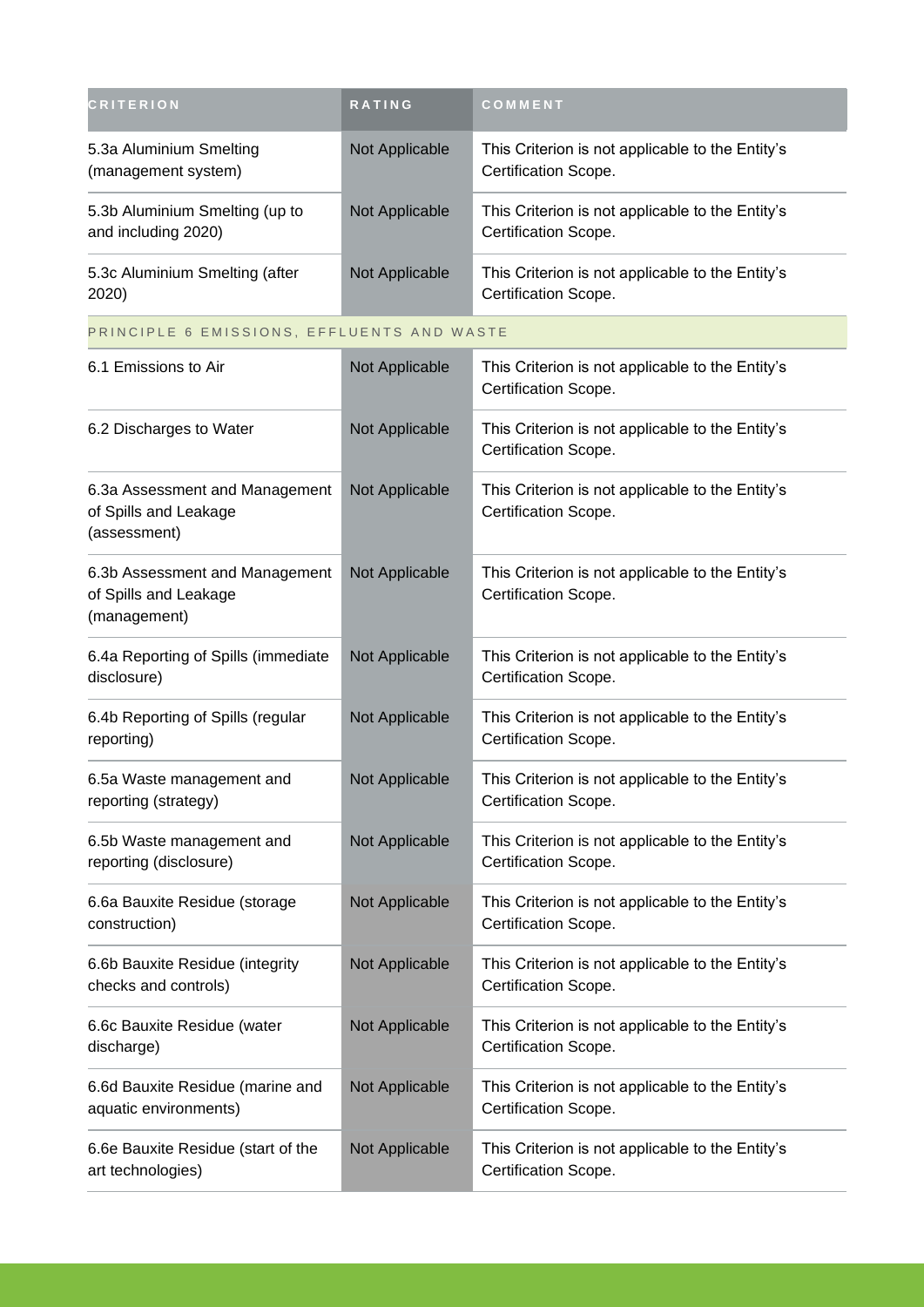| CRITERION | RATING | COMMENT |
| --- | --- | --- |
| 5.3a Aluminium Smelting (management system) | Not Applicable | This Criterion is not applicable to the Entity's Certification Scope. |
| 5.3b Aluminium Smelting (up to and including 2020) | Not Applicable | This Criterion is not applicable to the Entity's Certification Scope. |
| 5.3c Aluminium Smelting (after 2020) | Not Applicable | This Criterion is not applicable to the Entity's Certification Scope. |
| PRINCIPLE 6 EMISSIONS, EFFLUENTS AND WASTE | | |
| 6.1 Emissions to Air | Not Applicable | This Criterion is not applicable to the Entity's Certification Scope. |
| 6.2 Discharges to Water | Not Applicable | This Criterion is not applicable to the Entity's Certification Scope. |
| 6.3a Assessment and Management of Spills and Leakage (assessment) | Not Applicable | This Criterion is not applicable to the Entity's Certification Scope. |
| 6.3b Assessment and Management of Spills and Leakage (management) | Not Applicable | This Criterion is not applicable to the Entity's Certification Scope. |
| 6.4a Reporting of Spills (immediate disclosure) | Not Applicable | This Criterion is not applicable to the Entity's Certification Scope. |
| 6.4b Reporting of Spills (regular reporting) | Not Applicable | This Criterion is not applicable to the Entity's Certification Scope. |
| 6.5a Waste management and reporting (strategy) | Not Applicable | This Criterion is not applicable to the Entity's Certification Scope. |
| 6.5b Waste management and reporting (disclosure) | Not Applicable | This Criterion is not applicable to the Entity's Certification Scope. |
| 6.6a Bauxite Residue (storage construction) | Not Applicable | This Criterion is not applicable to the Entity's Certification Scope. |
| 6.6b Bauxite Residue (integrity checks and controls) | Not Applicable | This Criterion is not applicable to the Entity's Certification Scope. |
| 6.6c Bauxite Residue (water discharge) | Not Applicable | This Criterion is not applicable to the Entity's Certification Scope. |
| 6.6d Bauxite Residue (marine and aquatic environments) | Not Applicable | This Criterion is not applicable to the Entity's Certification Scope. |
| 6.6e Bauxite Residue (start of the art technologies) | Not Applicable | This Criterion is not applicable to the Entity's Certification Scope. |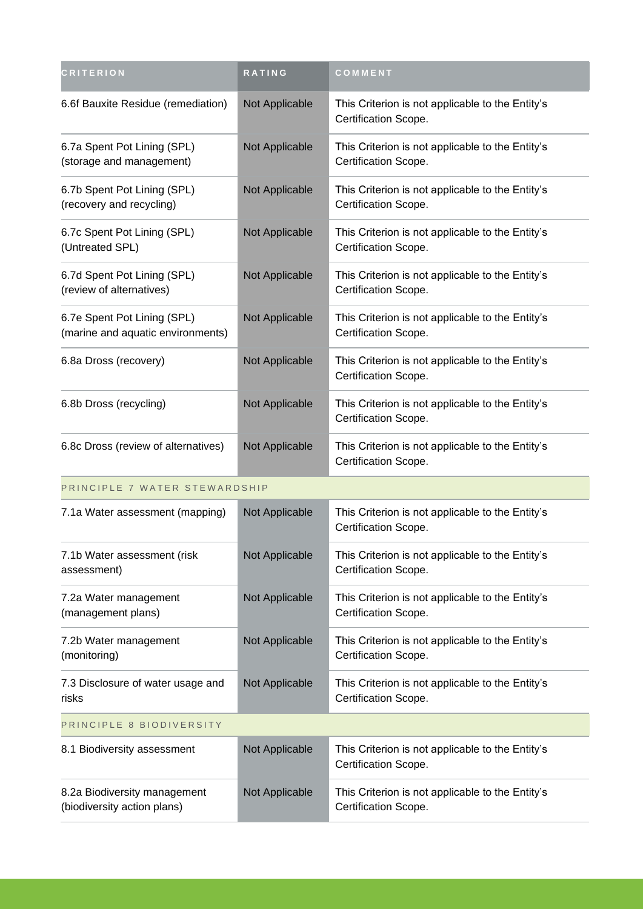| CRITERION | RATING | COMMENT |
| --- | --- | --- |
| 6.6f Bauxite Residue (remediation) | Not Applicable | This Criterion is not applicable to the Entity's Certification Scope. |
| 6.7a Spent Pot Lining (SPL) (storage and management) | Not Applicable | This Criterion is not applicable to the Entity's Certification Scope. |
| 6.7b Spent Pot Lining (SPL) (recovery and recycling) | Not Applicable | This Criterion is not applicable to the Entity's Certification Scope. |
| 6.7c Spent Pot Lining (SPL) (Untreated SPL) | Not Applicable | This Criterion is not applicable to the Entity's Certification Scope. |
| 6.7d Spent Pot Lining (SPL) (review of alternatives) | Not Applicable | This Criterion is not applicable to the Entity's Certification Scope. |
| 6.7e Spent Pot Lining (SPL) (marine and aquatic environments) | Not Applicable | This Criterion is not applicable to the Entity's Certification Scope. |
| 6.8a Dross (recovery) | Not Applicable | This Criterion is not applicable to the Entity's Certification Scope. |
| 6.8b Dross (recycling) | Not Applicable | This Criterion is not applicable to the Entity's Certification Scope. |
| 6.8c Dross (review of alternatives) | Not Applicable | This Criterion is not applicable to the Entity's Certification Scope. |
| PRINCIPLE 7 WATER STEWARDSHIP | | |
| 7.1a Water assessment (mapping) | Not Applicable | This Criterion is not applicable to the Entity's Certification Scope. |
| 7.1b Water assessment (risk assessment) | Not Applicable | This Criterion is not applicable to the Entity's Certification Scope. |
| 7.2a Water management (management plans) | Not Applicable | This Criterion is not applicable to the Entity's Certification Scope. |
| 7.2b Water management (monitoring) | Not Applicable | This Criterion is not applicable to the Entity's Certification Scope. |
| 7.3 Disclosure of water usage and risks | Not Applicable | This Criterion is not applicable to the Entity's Certification Scope. |
| PRINCIPLE 8 BIODIVERSITY | | |
| 8.1 Biodiversity assessment | Not Applicable | This Criterion is not applicable to the Entity's Certification Scope. |
| 8.2a Biodiversity management (biodiversity action plans) | Not Applicable | This Criterion is not applicable to the Entity's Certification Scope. |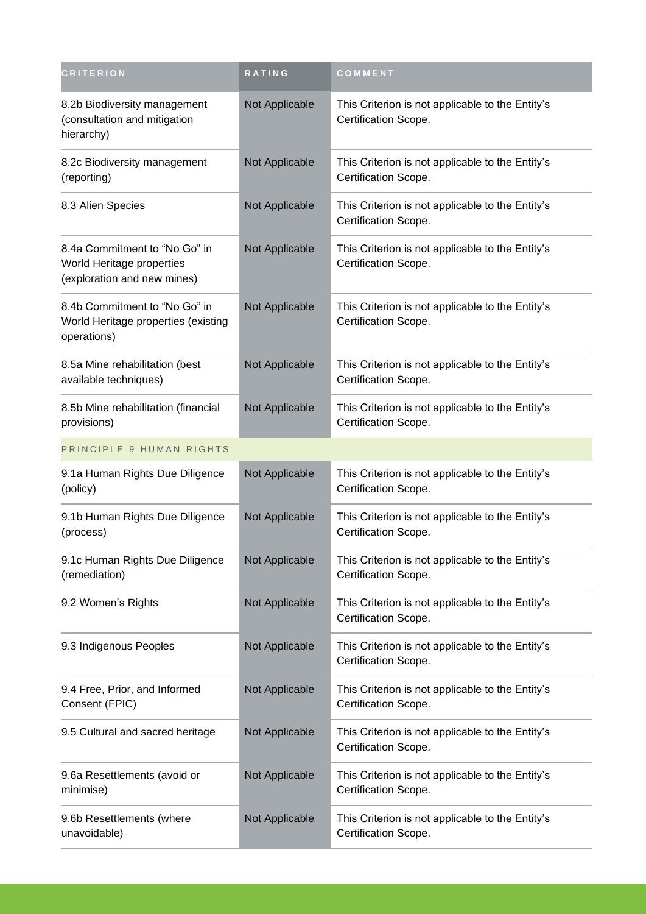| CRITERION | RATING | COMMENT |
| --- | --- | --- |
| 8.2b Biodiversity management (consultation and mitigation hierarchy) | Not Applicable | This Criterion is not applicable to the Entity's Certification Scope. |
| 8.2c Biodiversity management (reporting) | Not Applicable | This Criterion is not applicable to the Entity's Certification Scope. |
| 8.3 Alien Species | Not Applicable | This Criterion is not applicable to the Entity's Certification Scope. |
| 8.4a Commitment to "No Go" in World Heritage properties (exploration and new mines) | Not Applicable | This Criterion is not applicable to the Entity's Certification Scope. |
| 8.4b Commitment to "No Go" in World Heritage properties (existing operations) | Not Applicable | This Criterion is not applicable to the Entity's Certification Scope. |
| 8.5a Mine rehabilitation (best available techniques) | Not Applicable | This Criterion is not applicable to the Entity's Certification Scope. |
| 8.5b Mine rehabilitation (financial provisions) | Not Applicable | This Criterion is not applicable to the Entity's Certification Scope. |
| PRINCIPLE 9 HUMAN RIGHTS | | |
| 9.1a Human Rights Due Diligence (policy) | Not Applicable | This Criterion is not applicable to the Entity's Certification Scope. |
| 9.1b Human Rights Due Diligence (process) | Not Applicable | This Criterion is not applicable to the Entity's Certification Scope. |
| 9.1c Human Rights Due Diligence (remediation) | Not Applicable | This Criterion is not applicable to the Entity's Certification Scope. |
| 9.2 Women's Rights | Not Applicable | This Criterion is not applicable to the Entity's Certification Scope. |
| 9.3 Indigenous Peoples | Not Applicable | This Criterion is not applicable to the Entity's Certification Scope. |
| 9.4 Free, Prior, and Informed Consent (FPIC) | Not Applicable | This Criterion is not applicable to the Entity's Certification Scope. |
| 9.5 Cultural and sacred heritage | Not Applicable | This Criterion is not applicable to the Entity's Certification Scope. |
| 9.6a Resettlements (avoid or minimise) | Not Applicable | This Criterion is not applicable to the Entity's Certification Scope. |
| 9.6b Resettlements (where unavoidable) | Not Applicable | This Criterion is not applicable to the Entity's Certification Scope. |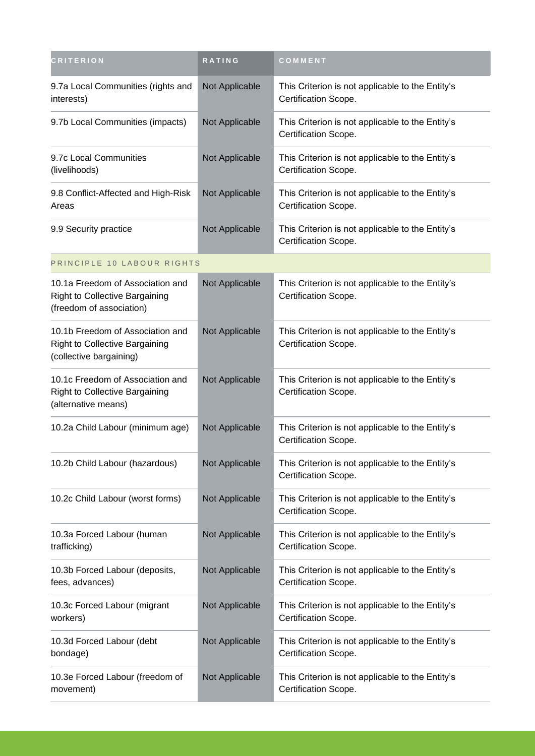| CRITERION | RATING | COMMENT |
| --- | --- | --- |
| 9.7a Local Communities (rights and interests) | Not Applicable | This Criterion is not applicable to the Entity's Certification Scope. |
| 9.7b Local Communities (impacts) | Not Applicable | This Criterion is not applicable to the Entity's Certification Scope. |
| 9.7c Local Communities (livelihoods) | Not Applicable | This Criterion is not applicable to the Entity's Certification Scope. |
| 9.8 Conflict-Affected and High-Risk Areas | Not Applicable | This Criterion is not applicable to the Entity's Certification Scope. |
| 9.9 Security practice | Not Applicable | This Criterion is not applicable to the Entity's Certification Scope. |
| PRINCIPLE 10 LABOUR RIGHTS | | |
| 10.1a Freedom of Association and Right to Collective Bargaining (freedom of association) | Not Applicable | This Criterion is not applicable to the Entity's Certification Scope. |
| 10.1b Freedom of Association and Right to Collective Bargaining (collective bargaining) | Not Applicable | This Criterion is not applicable to the Entity's Certification Scope. |
| 10.1c Freedom of Association and Right to Collective Bargaining (alternative means) | Not Applicable | This Criterion is not applicable to the Entity's Certification Scope. |
| 10.2a Child Labour (minimum age) | Not Applicable | This Criterion is not applicable to the Entity's Certification Scope. |
| 10.2b Child Labour (hazardous) | Not Applicable | This Criterion is not applicable to the Entity's Certification Scope. |
| 10.2c Child Labour (worst forms) | Not Applicable | This Criterion is not applicable to the Entity's Certification Scope. |
| 10.3a Forced Labour (human trafficking) | Not Applicable | This Criterion is not applicable to the Entity's Certification Scope. |
| 10.3b Forced Labour (deposits, fees, advances) | Not Applicable | This Criterion is not applicable to the Entity's Certification Scope. |
| 10.3c Forced Labour (migrant workers) | Not Applicable | This Criterion is not applicable to the Entity's Certification Scope. |
| 10.3d Forced Labour (debt bondage) | Not Applicable | This Criterion is not applicable to the Entity's Certification Scope. |
| 10.3e Forced Labour (freedom of movement) | Not Applicable | This Criterion is not applicable to the Entity's Certification Scope. |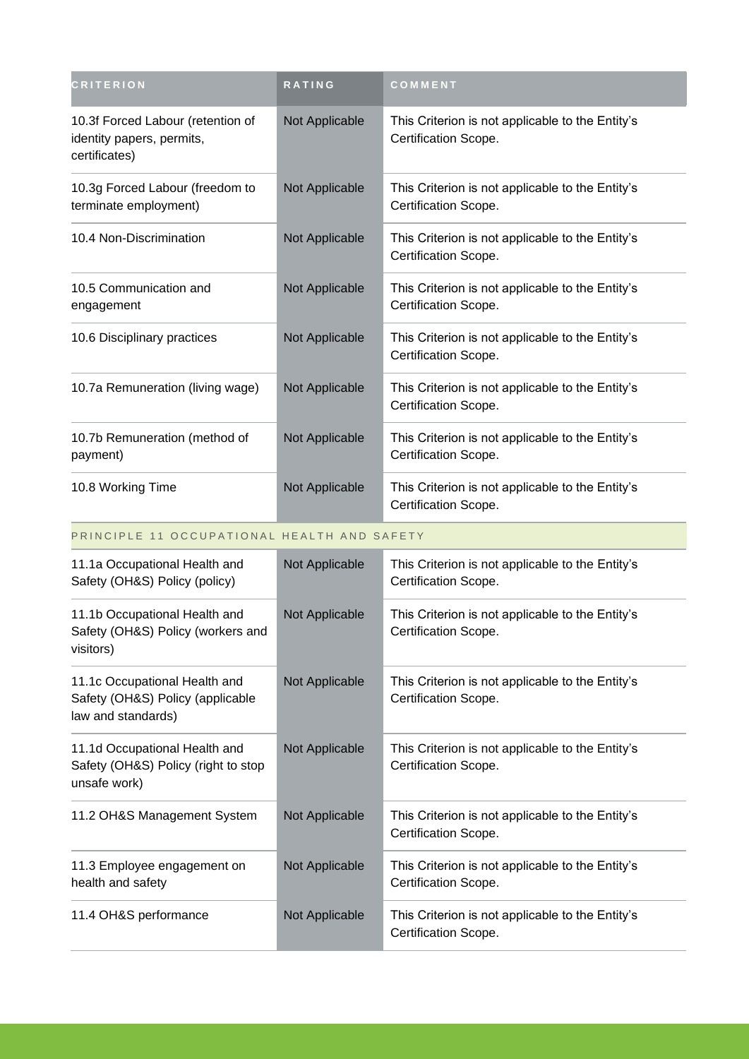| CRITERION | RATING | COMMENT |
|---|---|---|
| 10.3f Forced Labour (retention of identity papers, permits, certificates) | Not Applicable | This Criterion is not applicable to the Entity's Certification Scope. |
| 10.3g Forced Labour (freedom to terminate employment) | Not Applicable | This Criterion is not applicable to the Entity's Certification Scope. |
| 10.4 Non-Discrimination | Not Applicable | This Criterion is not applicable to the Entity's Certification Scope. |
| 10.5 Communication and engagement | Not Applicable | This Criterion is not applicable to the Entity's Certification Scope. |
| 10.6 Disciplinary practices | Not Applicable | This Criterion is not applicable to the Entity's Certification Scope. |
| 10.7a Remuneration (living wage) | Not Applicable | This Criterion is not applicable to the Entity's Certification Scope. |
| 10.7b Remuneration (method of payment) | Not Applicable | This Criterion is not applicable to the Entity's Certification Scope. |
| 10.8 Working Time | Not Applicable | This Criterion is not applicable to the Entity's Certification Scope. |
| PRINCIPLE 11 OCCUPATIONAL HEALTH AND SAFETY | | |
| 11.1a Occupational Health and Safety (OH&S) Policy (policy) | Not Applicable | This Criterion is not applicable to the Entity's Certification Scope. |
| 11.1b Occupational Health and Safety (OH&S) Policy (workers and visitors) | Not Applicable | This Criterion is not applicable to the Entity's Certification Scope. |
| 11.1c Occupational Health and Safety (OH&S) Policy (applicable law and standards) | Not Applicable | This Criterion is not applicable to the Entity's Certification Scope. |
| 11.1d Occupational Health and Safety (OH&S) Policy (right to stop unsafe work) | Not Applicable | This Criterion is not applicable to the Entity's Certification Scope. |
| 11.2 OH&S Management System | Not Applicable | This Criterion is not applicable to the Entity's Certification Scope. |
| 11.3 Employee engagement on health and safety | Not Applicable | This Criterion is not applicable to the Entity's Certification Scope. |
| 11.4 OH&S performance | Not Applicable | This Criterion is not applicable to the Entity's Certification Scope. |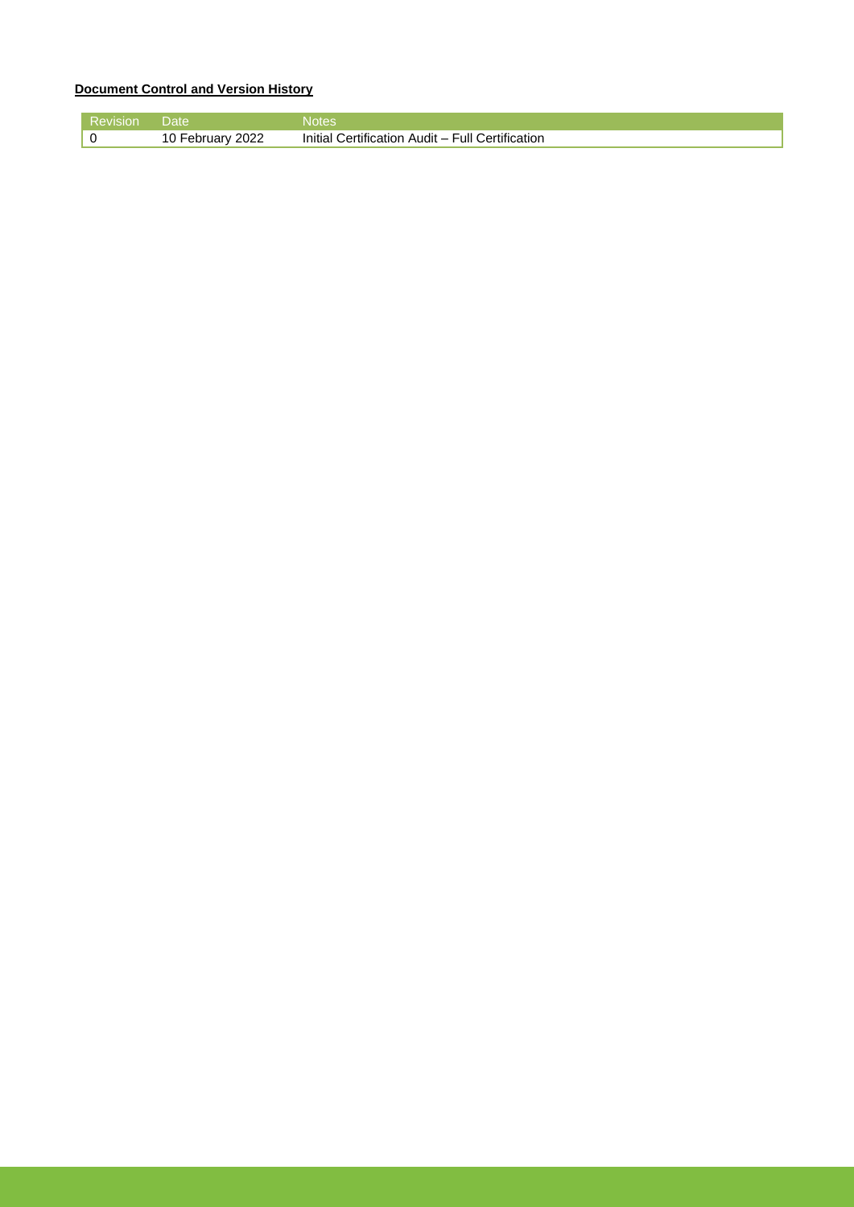**Document Control and Version History**

| Revision | Date | Notes |
| --- | --- | --- |
| 0 | 10 February 2022 | Initial Certification Audit – Full Certification |